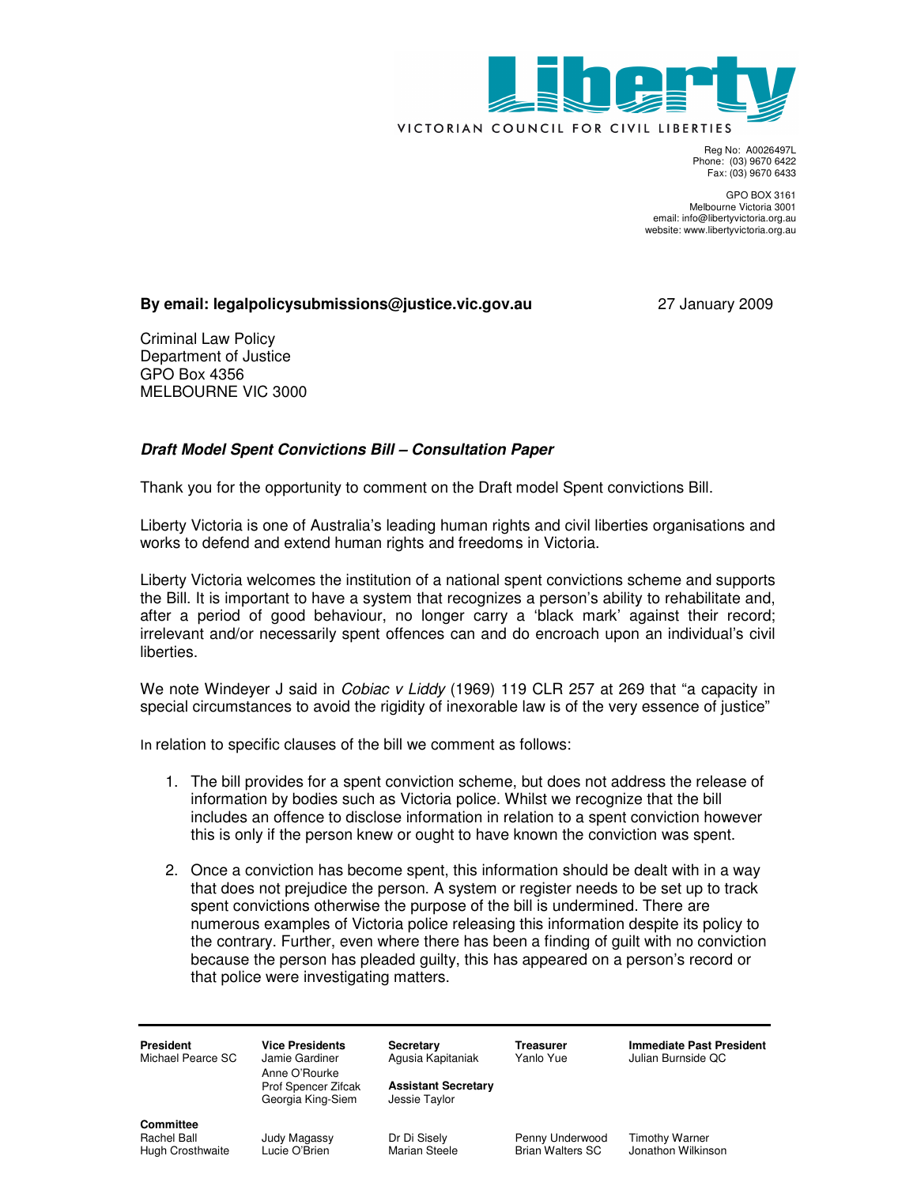# Liberty

VICTORIAN COUNCIL FOR CIVIL LIBERTIES

Reg No: A0026497L
Phone: (03) 9670 6422
Fax: (03) 9670 6433

GPO BOX 3161
Melbourne Victoria 3001
email: info@libertyvictoria.org.au
website: www.libertyvictoria.org.au

**By email: legalpolicysubmissions@justice.vic.gov.au** 27 January 2009

Criminal Law Policy
Department of Justice
GPO Box 4356
MELBOURNE VIC 3000

***Draft Model Spent Convictions Bill – Consultation Paper***

Thank you for the opportunity to comment on the Draft model Spent convictions Bill.

Liberty Victoria is one of Australia's leading human rights and civil liberties organisations and works to defend and extend human rights and freedoms in Victoria.

Liberty Victoria welcomes the institution of a national spent convictions scheme and supports the Bill. It is important to have a system that recognizes a person's ability to rehabilitate and, after a period of good behaviour, no longer carry a 'black mark' against their record; irrelevant and/or necessarily spent offences can and do encroach upon an individual's civil liberties.

We note Windeyer J said in *Cobiac v Liddy* (1969) 119 CLR 257 at 269 that "a capacity in special circumstances to avoid the rigidity of inexorable law is of the very essence of justice"

In relation to specific clauses of the bill we comment as follows:

1. The bill provides for a spent conviction scheme, but does not address the release of information by bodies such as Victoria police. Whilst we recognize that the bill includes an offence to disclose information in relation to a spent conviction however this is only if the person knew or ought to have known the conviction was spent.

2. Once a conviction has become spent, this information should be dealt with in a way that does not prejudice the person. A system or register needs to be set up to track spent convictions otherwise the purpose of the bill is undermined. There are numerous examples of Victoria police releasing this information despite its policy to the contrary. Further, even where there has been a finding of guilt with no conviction because the person has pleaded guilty, this has appeared on a person's record or that police were investigating matters.

| President | Vice Presidents | Secretary | Treasurer | Immediate Past President |
|---|---|---|---|---|
| Michael Pearce SC | Jamie Gardiner | Agusia Kapitaniak | Yanlo Yue | Julian Burnside QC |
| | Anne O'Rourke | | | |
| | Prof Spencer Zifcak | **Assistant Secretary** | | |
| | Georgia King-Siem | Jessie Taylor | | |

**Committee**

| | | | | |
|---|---|---|---|---|
| Rachel Ball | Judy Magassy | Dr Di Sisely | Penny Underwood | Timothy Warner |
| Hugh Crosthwaite | Lucie O'Brien | Marian Steele | Brian Walters SC | Jonathon Wilkinson |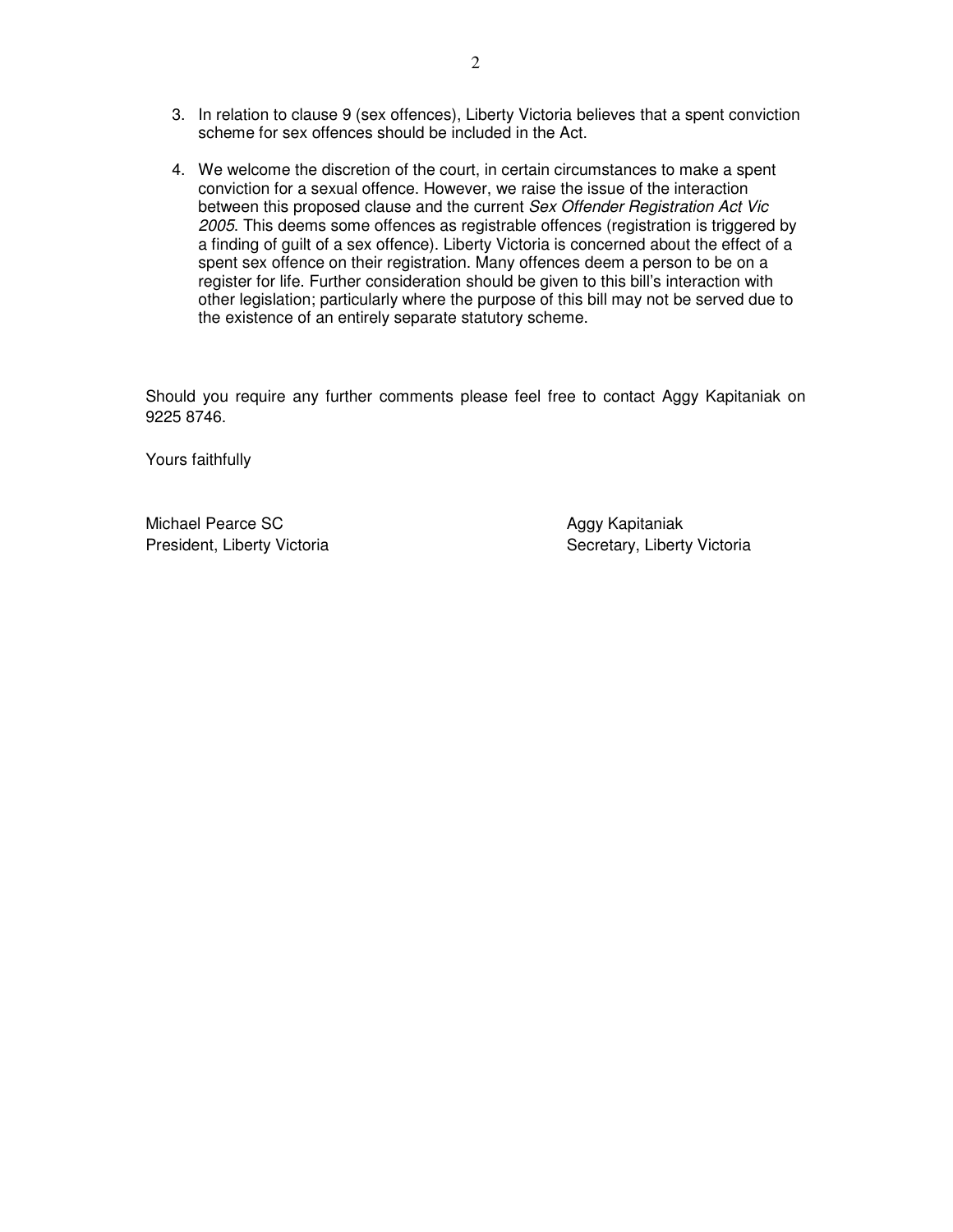3. In relation to clause 9 (sex offences), Liberty Victoria believes that a spent conviction scheme for sex offences should be included in the Act.

4. We welcome the discretion of the court, in certain circumstances to make a spent conviction for a sexual offence. However, we raise the issue of the interaction between this proposed clause and the current *Sex Offender Registration Act Vic 2005*. This deems some offences as registrable offences (registration is triggered by a finding of guilt of a sex offence). Liberty Victoria is concerned about the effect of a spent sex offence on their registration. Many offences deem a person to be on a register for life. Further consideration should be given to this bill's interaction with other legislation; particularly where the purpose of this bill may not be served due to the existence of an entirely separate statutory scheme.

Should you require any further comments please feel free to contact Aggy Kapitaniak on 9225 8746.

Yours faithfully

Michael Pearce SC
President, Liberty Victoria

Aggy Kapitaniak
Secretary, Liberty Victoria